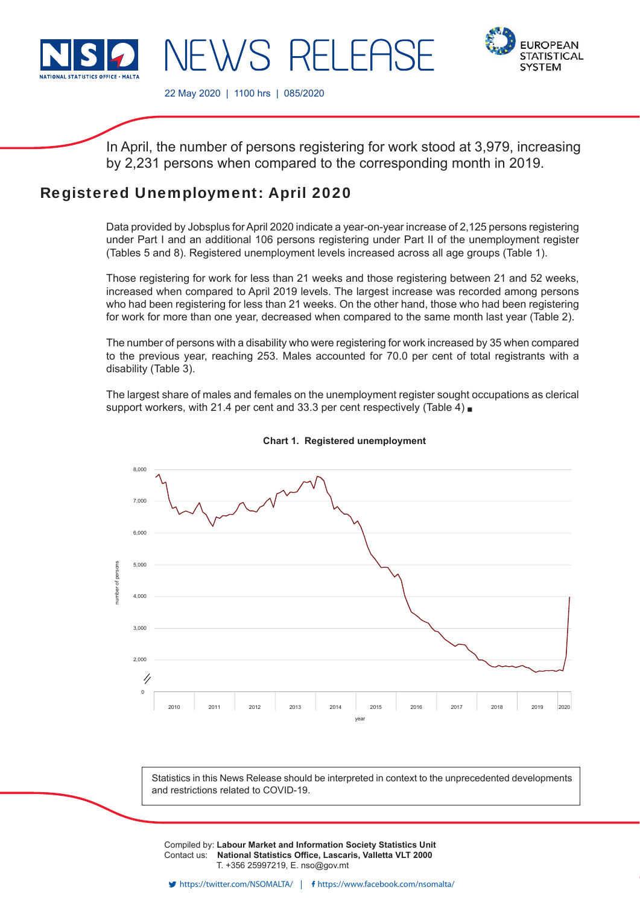# NEWS RELEASE

NATIONAL STATISTICS OFFICE • MALTA

EUROPEAN STATISTICAL SYSTEM

22 May 2020 | 1100 hrs | 085/2020

In April, the number of persons registering for work stood at 3,979, increasing by 2,231 persons when compared to the corresponding month in 2019.

## Registered Unemployment: April 2020

Data provided by Jobsplus for April 2020 indicate a year-on-year increase of 2,125 persons registering under Part I and an additional 106 persons registering under Part II of the unemployment register (Tables 5 and 8). Registered unemployment levels increased across all age groups (Table 1).

Those registering for work for less than 21 weeks and those registering between 21 and 52 weeks, increased when compared to April 2019 levels. The largest increase was recorded among persons who had been registering for less than 21 weeks. On the other hand, those who had been registering for work for more than one year, decreased when compared to the same month last year (Table 2).

The number of persons with a disability who were registering for work increased by 35 when compared to the previous year, reaching 253. Males accounted for 70.0 per cent of total registrants with a disability (Table 3).

The largest share of males and females on the unemployment register sought occupations as clerical support workers, with 21.4 per cent and 33.3 per cent respectively (Table 4) ■

**Chart 1. Registered unemployment**

Statistics in this News Release should be interpreted in context to the unprecedented developments and restrictions related to COVID-19.

Compiled by: **Labour Market and Information Society Statistics Unit**
Contact us: **National Statistics Office, Lascaris, Valletta VLT 2000**
T. +356 25997219, E. nso@gov.mt

https://twitter.com/NSOMALTA/ | https://www.facebook.com/nsomalta/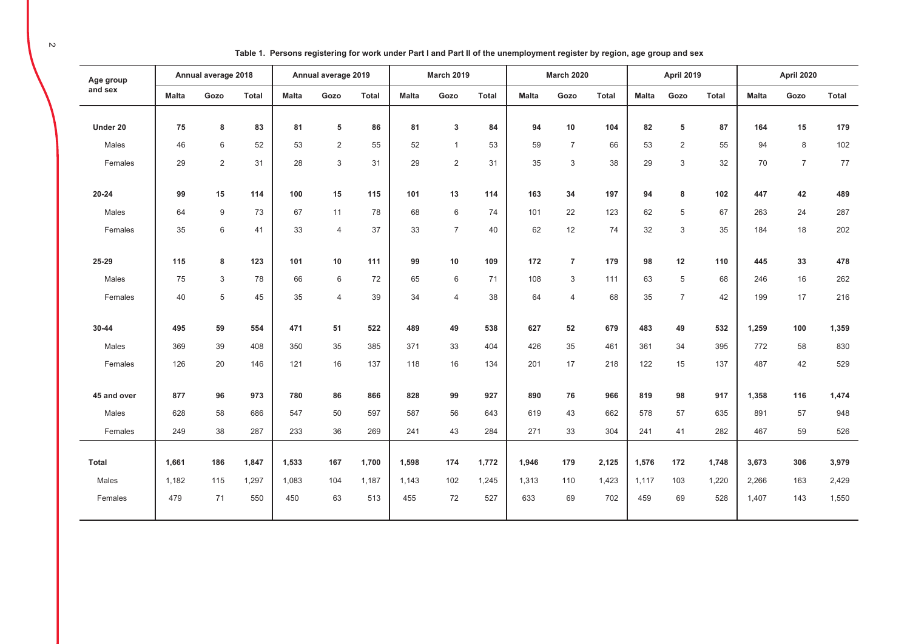**Table 1. Persons registering for work under Part I and Part II of the unemployment register by region, age group and sex**

| Age group and sex | Annual average 2018 | | | Annual average 2019 | | | March 2019 | | | March 2020 | | | April 2019 | | | April 2020 | | |
|---|---|---|---|---|---|---|---|---|---|---|---|---|---|---|---|---|---|---|
| | Malta | Gozo | Total | Malta | Gozo | Total | Malta | Gozo | Total | Malta | Gozo | Total | Malta | Gozo | Total | Malta | Gozo | Total |
| **Under 20** | **75** | **8** | **83** | **81** | **5** | **86** | **81** | **3** | **84** | **94** | **10** | **104** | **82** | **5** | **87** | **164** | **15** | **179** |
| Males | 46 | 6 | 52 | 53 | 2 | 55 | 52 | 1 | 53 | 59 | 7 | 66 | 53 | 2 | 55 | 94 | 8 | 102 |
| Females | 29 | 2 | 31 | 28 | 3 | 31 | 29 | 2 | 31 | 35 | 3 | 38 | 29 | 3 | 32 | 70 | 7 | 77 |
| **20-24** | **99** | **15** | **114** | **100** | **15** | **115** | **101** | **13** | **114** | **163** | **34** | **197** | **94** | **8** | **102** | **447** | **42** | **489** |
| Males | 64 | 9 | 73 | 67 | 11 | 78 | 68 | 6 | 74 | 101 | 22 | 123 | 62 | 5 | 67 | 263 | 24 | 287 |
| Females | 35 | 6 | 41 | 33 | 4 | 37 | 33 | 7 | 40 | 62 | 12 | 74 | 32 | 3 | 35 | 184 | 18 | 202 |
| **25-29** | **115** | **8** | **123** | **101** | **10** | **111** | **99** | **10** | **109** | **172** | **7** | **179** | **98** | **12** | **110** | **445** | **33** | **478** |
| Males | 75 | 3 | 78 | 66 | 6 | 72 | 65 | 6 | 71 | 108 | 3 | 111 | 63 | 5 | 68 | 246 | 16 | 262 |
| Females | 40 | 5 | 45 | 35 | 4 | 39 | 34 | 4 | 38 | 64 | 4 | 68 | 35 | 7 | 42 | 199 | 17 | 216 |
| **30-44** | **495** | **59** | **554** | **471** | **51** | **522** | **489** | **49** | **538** | **627** | **52** | **679** | **483** | **49** | **532** | **1,259** | **100** | **1,359** |
| Males | 369 | 39 | 408 | 350 | 35 | 385 | 371 | 33 | 404 | 426 | 35 | 461 | 361 | 34 | 395 | 772 | 58 | 830 |
| Females | 126 | 20 | 146 | 121 | 16 | 137 | 118 | 16 | 134 | 201 | 17 | 218 | 122 | 15 | 137 | 487 | 42 | 529 |
| **45 and over** | **877** | **96** | **973** | **780** | **86** | **866** | **828** | **99** | **927** | **890** | **76** | **966** | **819** | **98** | **917** | **1,358** | **116** | **1,474** |
| Males | 628 | 58 | 686 | 547 | 50 | 597 | 587 | 56 | 643 | 619 | 43 | 662 | 578 | 57 | 635 | 891 | 57 | 948 |
| Females | 249 | 38 | 287 | 233 | 36 | 269 | 241 | 43 | 284 | 271 | 33 | 304 | 241 | 41 | 282 | 467 | 59 | 526 |
| **Total** | **1,661** | **186** | **1,847** | **1,533** | **167** | **1,700** | **1,598** | **174** | **1,772** | **1,946** | **179** | **2,125** | **1,576** | **172** | **1,748** | **3,673** | **306** | **3,979** |
| Males | 1,182 | 115 | 1,297 | 1,083 | 104 | 1,187 | 1,143 | 102 | 1,245 | 1,313 | 110 | 1,423 | 1,117 | 103 | 1,220 | 2,266 | 163 | 2,429 |
| Females | 479 | 71 | 550 | 450 | 63 | 513 | 455 | 72 | 527 | 633 | 69 | 702 | 459 | 69 | 528 | 1,407 | 143 | 1,550 |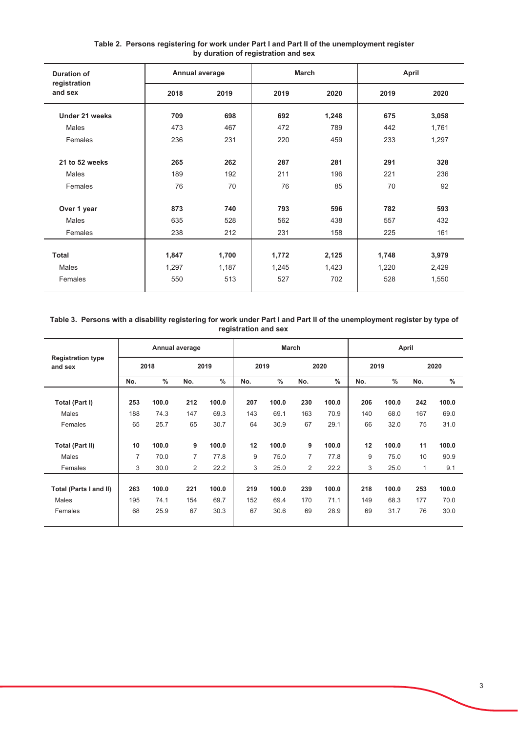**Table 2. Persons registering for work under Part I and Part II of the unemployment register by duration of registration and sex**

| Duration of registration and sex | Annual average | | March | | April | |
|---|---|---|---|---|---|---|
| | 2018 | 2019 | 2019 | 2020 | 2019 | 2020 |
| **Under 21 weeks** | **709** | **698** | **692** | **1,248** | **675** | **3,058** |
| Males | 473 | 467 | 472 | 789 | 442 | 1,761 |
| Females | 236 | 231 | 220 | 459 | 233 | 1,297 |
| **21 to 52 weeks** | **265** | **262** | **287** | **281** | **291** | **328** |
| Males | 189 | 192 | 211 | 196 | 221 | 236 |
| Females | 76 | 70 | 76 | 85 | 70 | 92 |
| **Over 1 year** | **873** | **740** | **793** | **596** | **782** | **593** |
| Males | 635 | 528 | 562 | 438 | 557 | 432 |
| Females | 238 | 212 | 231 | 158 | 225 | 161 |
| **Total** | **1,847** | **1,700** | **1,772** | **2,125** | **1,748** | **3,979** |
| Males | 1,297 | 1,187 | 1,245 | 1,423 | 1,220 | 2,429 |
| Females | 550 | 513 | 527 | 702 | 528 | 1,550 |

**Table 3. Persons with a disability registering for work under Part I and Part II of the unemployment register by type of registration and sex**

| Registration type and sex | Annual average | | | | March | | | | April | | | |
|---|---|---|---|---|---|---|---|---|---|---|---|---|
| | 2018 | | 2019 | | 2019 | | 2020 | | 2019 | | 2020 | |
| | No. | % | No. | % | No. | % | No. | % | No. | % | No. | % |
| **Total (Part I)** | **253** | **100.0** | **212** | **100.0** | **207** | **100.0** | **230** | **100.0** | **206** | **100.0** | **242** | **100.0** |
| Males | 188 | 74.3 | 147 | 69.3 | 143 | 69.1 | 163 | 70.9 | 140 | 68.0 | 167 | 69.0 |
| Females | 65 | 25.7 | 65 | 30.7 | 64 | 30.9 | 67 | 29.1 | 66 | 32.0 | 75 | 31.0 |
| **Total (Part II)** | **10** | **100.0** | **9** | **100.0** | **12** | **100.0** | **9** | **100.0** | **12** | **100.0** | **11** | **100.0** |
| Males | 7 | 70.0 | 7 | 77.8 | 9 | 75.0 | 7 | 77.8 | 9 | 75.0 | 10 | 90.9 |
| Females | 3 | 30.0 | 2 | 22.2 | 3 | 25.0 | 2 | 22.2 | 3 | 25.0 | 1 | 9.1 |
| **Total (Parts I and II)** | **263** | **100.0** | **221** | **100.0** | **219** | **100.0** | **239** | **100.0** | **218** | **100.0** | **253** | **100.0** |
| Males | 195 | 74.1 | 154 | 69.7 | 152 | 69.4 | 170 | 71.1 | 149 | 68.3 | 177 | 70.0 |
| Females | 68 | 25.9 | 67 | 30.3 | 67 | 30.6 | 69 | 28.9 | 69 | 31.7 | 76 | 30.0 |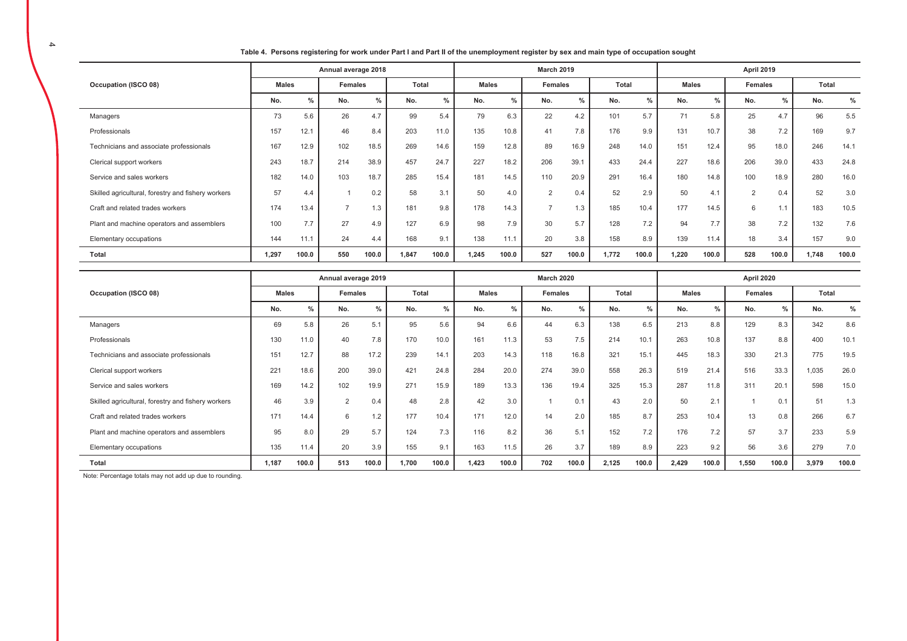**Table 4. Persons registering for work under Part I and Part II of the unemployment register by sex and main type of occupation sought**

| Occupation (ISCO 08) | Annual average 2018 | | | | | | March 2019 | | | | | | April 2019 | | | | | |
|---|---|---|---|---|---|---|---|---|---|---|---|---|---|---|---|---|---|---|
| | Males | | Females | | Total | | Males | | Females | | Total | | Males | | Females | | Total | |
| | No. | % | No. | % | No. | % | No. | % | No. | % | No. | % | No. | % | No. | % | No. | % |
| Managers | 73 | 5.6 | 26 | 4.7 | 99 | 5.4 | 79 | 6.3 | 22 | 4.2 | 101 | 5.7 | 71 | 5.8 | 25 | 4.7 | 96 | 5.5 |
| Professionals | 157 | 12.1 | 46 | 8.4 | 203 | 11.0 | 135 | 10.8 | 41 | 7.8 | 176 | 9.9 | 131 | 10.7 | 38 | 7.2 | 169 | 9.7 |
| Technicians and associate professionals | 167 | 12.9 | 102 | 18.5 | 269 | 14.6 | 159 | 12.8 | 89 | 16.9 | 248 | 14.0 | 151 | 12.4 | 95 | 18.0 | 246 | 14.1 |
| Clerical support workers | 243 | 18.7 | 214 | 38.9 | 457 | 24.7 | 227 | 18.2 | 206 | 39.1 | 433 | 24.4 | 227 | 18.6 | 206 | 39.0 | 433 | 24.8 |
| Service and sales workers | 182 | 14.0 | 103 | 18.7 | 285 | 15.4 | 181 | 14.5 | 110 | 20.9 | 291 | 16.4 | 180 | 14.8 | 100 | 18.9 | 280 | 16.0 |
| Skilled agricultural, forestry and fishery workers | 57 | 4.4 | 1 | 0.2 | 58 | 3.1 | 50 | 4.0 | 2 | 0.4 | 52 | 2.9 | 50 | 4.1 | 2 | 0.4 | 52 | 3.0 |
| Craft and related trades workers | 174 | 13.4 | 7 | 1.3 | 181 | 9.8 | 178 | 14.3 | 7 | 1.3 | 185 | 10.4 | 177 | 14.5 | 6 | 1.1 | 183 | 10.5 |
| Plant and machine operators and assemblers | 100 | 7.7 | 27 | 4.9 | 127 | 6.9 | 98 | 7.9 | 30 | 5.7 | 128 | 7.2 | 94 | 7.7 | 38 | 7.2 | 132 | 7.6 |
| Elementary occupations | 144 | 11.1 | 24 | 4.4 | 168 | 9.1 | 138 | 11.1 | 20 | 3.8 | 158 | 8.9 | 139 | 11.4 | 18 | 3.4 | 157 | 9.0 |
| **Total** | **1,297** | **100.0** | **550** | **100.0** | **1,847** | **100.0** | **1,245** | **100.0** | **527** | **100.0** | **1,772** | **100.0** | **1,220** | **100.0** | **528** | **100.0** | **1,748** | **100.0** |

| Occupation (ISCO 08) | Annual average 2019 | | | | | | March 2020 | | | | | | April 2020 | | | | | |
|---|---|---|---|---|---|---|---|---|---|---|---|---|---|---|---|---|---|---|
| | Males | | Females | | Total | | Males | | Females | | Total | | Males | | Females | | Total | |
| | No. | % | No. | % | No. | % | No. | % | No. | % | No. | % | No. | % | No. | % | No. | % |
| Managers | 69 | 5.8 | 26 | 5.1 | 95 | 5.6 | 94 | 6.6 | 44 | 6.3 | 138 | 6.5 | 213 | 8.8 | 129 | 8.3 | 342 | 8.6 |
| Professionals | 130 | 11.0 | 40 | 7.8 | 170 | 10.0 | 161 | 11.3 | 53 | 7.5 | 214 | 10.1 | 263 | 10.8 | 137 | 8.8 | 400 | 10.1 |
| Technicians and associate professionals | 151 | 12.7 | 88 | 17.2 | 239 | 14.1 | 203 | 14.3 | 118 | 16.8 | 321 | 15.1 | 445 | 18.3 | 330 | 21.3 | 775 | 19.5 |
| Clerical support workers | 221 | 18.6 | 200 | 39.0 | 421 | 24.8 | 284 | 20.0 | 274 | 39.0 | 558 | 26.3 | 519 | 21.4 | 516 | 33.3 | 1,035 | 26.0 |
| Service and sales workers | 169 | 14.2 | 102 | 19.9 | 271 | 15.9 | 189 | 13.3 | 136 | 19.4 | 325 | 15.3 | 287 | 11.8 | 311 | 20.1 | 598 | 15.0 |
| Skilled agricultural, forestry and fishery workers | 46 | 3.9 | 2 | 0.4 | 48 | 2.8 | 42 | 3.0 | 1 | 0.1 | 43 | 2.0 | 50 | 2.1 | 1 | 0.1 | 51 | 1.3 |
| Craft and related trades workers | 171 | 14.4 | 6 | 1.2 | 177 | 10.4 | 171 | 12.0 | 14 | 2.0 | 185 | 8.7 | 253 | 10.4 | 13 | 0.8 | 266 | 6.7 |
| Plant and machine operators and assemblers | 95 | 8.0 | 29 | 5.7 | 124 | 7.3 | 116 | 8.2 | 36 | 5.1 | 152 | 7.2 | 176 | 7.2 | 57 | 3.7 | 233 | 5.9 |
| Elementary occupations | 135 | 11.4 | 20 | 3.9 | 155 | 9.1 | 163 | 11.5 | 26 | 3.7 | 189 | 8.9 | 223 | 9.2 | 56 | 3.6 | 279 | 7.0 |
| **Total** | **1,187** | **100.0** | **513** | **100.0** | **1,700** | **100.0** | **1,423** | **100.0** | **702** | **100.0** | **2,125** | **100.0** | **2,429** | **100.0** | **1,550** | **100.0** | **3,979** | **100.0** |

Note: Percentage totals may not add up due to rounding.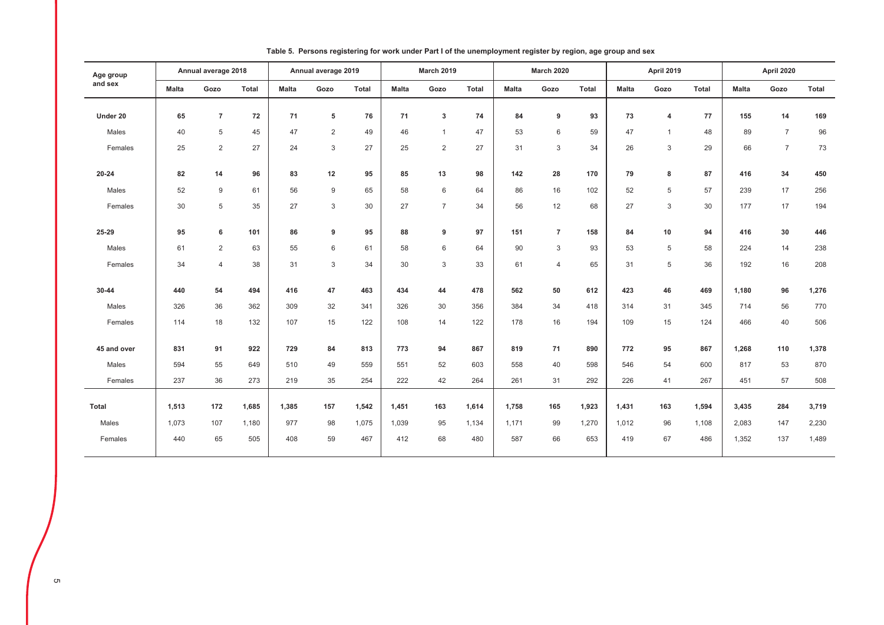**Table 5. Persons registering for work under Part I of the unemployment register by region, age group and sex**

| Age group and sex | Annual average 2018 | | | Annual average 2019 | | | March 2019 | | | March 2020 | | | April 2019 | | | April 2020 | | |
|---|---|---|---|---|---|---|---|---|---|---|---|---|---|---|---|---|---|---|
| | Malta | Gozo | Total | Malta | Gozo | Total | Malta | Gozo | Total | Malta | Gozo | Total | Malta | Gozo | Total | Malta | Gozo | Total |
| **Under 20** | **65** | **7** | **72** | **71** | **5** | **76** | **71** | **3** | **74** | **84** | **9** | **93** | **73** | **4** | **77** | **155** | **14** | **169** |
| Males | 40 | 5 | 45 | 47 | 2 | 49 | 46 | 1 | 47 | 53 | 6 | 59 | 47 | 1 | 48 | 89 | 7 | 96 |
| Females | 25 | 2 | 27 | 24 | 3 | 27 | 25 | 2 | 27 | 31 | 3 | 34 | 26 | 3 | 29 | 66 | 7 | 73 |
| **20-24** | **82** | **14** | **96** | **83** | **12** | **95** | **85** | **13** | **98** | **142** | **28** | **170** | **79** | **8** | **87** | **416** | **34** | **450** |
| Males | 52 | 9 | 61 | 56 | 9 | 65 | 58 | 6 | 64 | 86 | 16 | 102 | 52 | 5 | 57 | 239 | 17 | 256 |
| Females | 30 | 5 | 35 | 27 | 3 | 30 | 27 | 7 | 34 | 56 | 12 | 68 | 27 | 3 | 30 | 177 | 17 | 194 |
| **25-29** | **95** | **6** | **101** | **86** | **9** | **95** | **88** | **9** | **97** | **151** | **7** | **158** | **84** | **10** | **94** | **416** | **30** | **446** |
| Males | 61 | 2 | 63 | 55 | 6 | 61 | 58 | 6 | 64 | 90 | 3 | 93 | 53 | 5 | 58 | 224 | 14 | 238 |
| Females | 34 | 4 | 38 | 31 | 3 | 34 | 30 | 3 | 33 | 61 | 4 | 65 | 31 | 5 | 36 | 192 | 16 | 208 |
| **30-44** | **440** | **54** | **494** | **416** | **47** | **463** | **434** | **44** | **478** | **562** | **50** | **612** | **423** | **46** | **469** | **1,180** | **96** | **1,276** |
| Males | 326 | 36 | 362 | 309 | 32 | 341 | 326 | 30 | 356 | 384 | 34 | 418 | 314 | 31 | 345 | 714 | 56 | 770 |
| Females | 114 | 18 | 132 | 107 | 15 | 122 | 108 | 14 | 122 | 178 | 16 | 194 | 109 | 15 | 124 | 466 | 40 | 506 |
| **45 and over** | **831** | **91** | **922** | **729** | **84** | **813** | **773** | **94** | **867** | **819** | **71** | **890** | **772** | **95** | **867** | **1,268** | **110** | **1,378** |
| Males | 594 | 55 | 649 | 510 | 49 | 559 | 551 | 52 | 603 | 558 | 40 | 598 | 546 | 54 | 600 | 817 | 53 | 870 |
| Females | 237 | 36 | 273 | 219 | 35 | 254 | 222 | 42 | 264 | 261 | 31 | 292 | 226 | 41 | 267 | 451 | 57 | 508 |
| **Total** | **1,513** | **172** | **1,685** | **1,385** | **157** | **1,542** | **1,451** | **163** | **1,614** | **1,758** | **165** | **1,923** | **1,431** | **163** | **1,594** | **3,435** | **284** | **3,719** |
| Males | 1,073 | 107 | 1,180 | 977 | 98 | 1,075 | 1,039 | 95 | 1,134 | 1,171 | 99 | 1,270 | 1,012 | 96 | 1,108 | 2,083 | 147 | 2,230 |
| Females | 440 | 65 | 505 | 408 | 59 | 467 | 412 | 68 | 480 | 587 | 66 | 653 | 419 | 67 | 486 | 1,352 | 137 | 1,489 |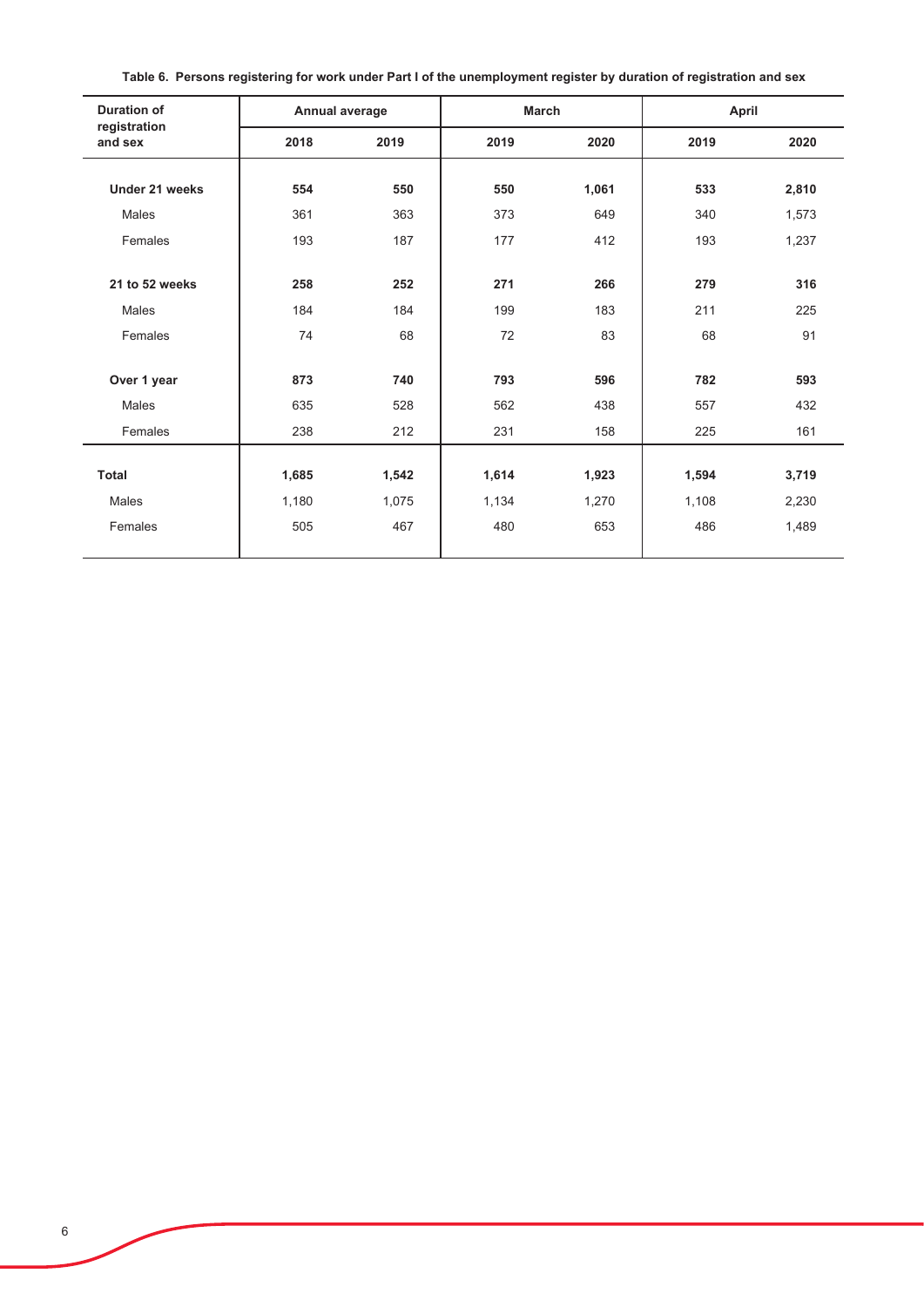**Table 6. Persons registering for work under Part I of the unemployment register by duration of registration and sex**

| Duration of registration and sex | Annual average | | March | | April | |
|---|---|---|---|---|---|---|
| | 2018 | 2019 | 2019 | 2020 | 2019 | 2020 |
| **Under 21 weeks** | **554** | **550** | **550** | **1,061** | **533** | **2,810** |
| Males | 361 | 363 | 373 | 649 | 340 | 1,573 |
| Females | 193 | 187 | 177 | 412 | 193 | 1,237 |
| **21 to 52 weeks** | **258** | **252** | **271** | **266** | **279** | **316** |
| Males | 184 | 184 | 199 | 183 | 211 | 225 |
| Females | 74 | 68 | 72 | 83 | 68 | 91 |
| **Over 1 year** | **873** | **740** | **793** | **596** | **782** | **593** |
| Males | 635 | 528 | 562 | 438 | 557 | 432 |
| Females | 238 | 212 | 231 | 158 | 225 | 161 |
| **Total** | **1,685** | **1,542** | **1,614** | **1,923** | **1,594** | **3,719** |
| Males | 1,180 | 1,075 | 1,134 | 1,270 | 1,108 | 2,230 |
| Females | 505 | 467 | 480 | 653 | 486 | 1,489 |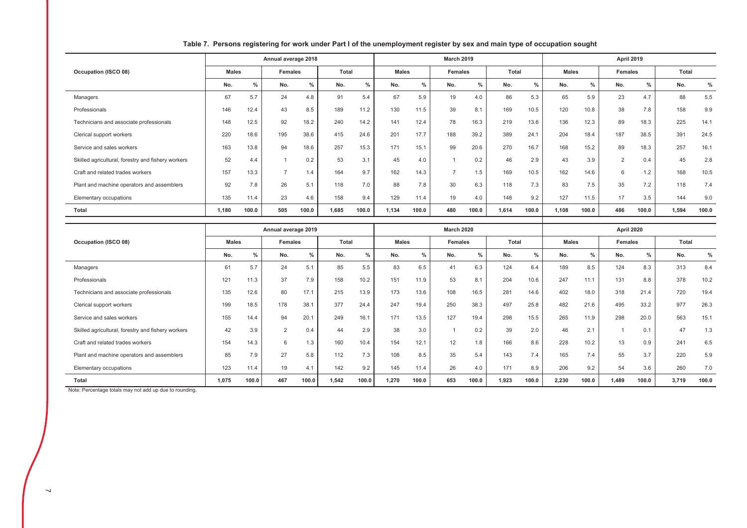**Table 7. Persons registering for work under Part I of the unemployment register by sex and main type of occupation sought**

| Occupation (ISCO 08) | Annual average 2018 | | | | | | March 2019 | | | | | | April 2019 | | | | | |
|---|---|---|---|---|---|---|---|---|---|---|---|---|---|---|---|---|---|---|
| | Males | | Females | | Total | | Males | | Females | | Total | | Males | | Females | | Total | |
| | No. | % | No. | % | No. | % | No. | % | No. | % | No. | % | No. | % | No. | % | No. | % |
| Managers | 67 | 5.7 | 24 | 4.8 | 91 | 5.4 | 67 | 5.9 | 19 | 4.0 | 86 | 5.3 | 65 | 5.9 | 23 | 4.7 | 88 | 5.5 |
| Professionals | 146 | 12.4 | 43 | 8.5 | 189 | 11.2 | 130 | 11.5 | 39 | 8.1 | 169 | 10.5 | 120 | 10.8 | 38 | 7.8 | 158 | 9.9 |
| Technicians and associate professionals | 148 | 12.5 | 92 | 18.2 | 240 | 14.2 | 141 | 12.4 | 78 | 16.3 | 219 | 13.6 | 136 | 12.3 | 89 | 18.3 | 225 | 14.1 |
| Clerical support workers | 220 | 18.6 | 195 | 38.6 | 415 | 24.6 | 201 | 17.7 | 188 | 39.2 | 389 | 24.1 | 204 | 18.4 | 187 | 38.5 | 391 | 24.5 |
| Service and sales workers | 163 | 13.8 | 94 | 18.6 | 257 | 15.3 | 171 | 15.1 | 99 | 20.6 | 270 | 16.7 | 168 | 15.2 | 89 | 18.3 | 257 | 16.1 |
| Skilled agricultural, forestry and fishery workers | 52 | 4.4 | 1 | 0.2 | 53 | 3.1 | 45 | 4.0 | 1 | 0.2 | 46 | 2.9 | 43 | 3.9 | 2 | 0.4 | 45 | 2.8 |
| Craft and related trades workers | 157 | 13.3 | 7 | 1.4 | 164 | 9.7 | 162 | 14.3 | 7 | 1.5 | 169 | 10.5 | 162 | 14.6 | 6 | 1.2 | 168 | 10.5 |
| Plant and machine operators and assemblers | 92 | 7.8 | 26 | 5.1 | 118 | 7.0 | 88 | 7.8 | 30 | 6.3 | 118 | 7.3 | 83 | 7.5 | 35 | 7.2 | 118 | 7.4 |
| Elementary occupations | 135 | 11.4 | 23 | 4.6 | 158 | 9.4 | 129 | 11.4 | 19 | 4.0 | 148 | 9.2 | 127 | 11.5 | 17 | 3.5 | 144 | 9.0 |
| **Total** | **1,180** | **100.0** | **505** | **100.0** | **1,685** | **100.0** | **1,134** | **100.0** | **480** | **100.0** | **1,614** | **100.0** | **1,108** | **100.0** | **486** | **100.0** | **1,594** | **100.0** |

| Occupation (ISCO 08) | Annual average 2019 | | | | | | March 2020 | | | | | | April 2020 | | | | | |
|---|---|---|---|---|---|---|---|---|---|---|---|---|---|---|---|---|---|---|
| | Males | | Females | | Total | | Males | | Females | | Total | | Males | | Females | | Total | |
| | No. | % | No. | % | No. | % | No. | % | No. | % | No. | % | No. | % | No. | % | No. | % |
| Managers | 61 | 5.7 | 24 | 5.1 | 85 | 5.5 | 83 | 6.5 | 41 | 6.3 | 124 | 6.4 | 189 | 8.5 | 124 | 8.3 | 313 | 8.4 |
| Professionals | 121 | 11.3 | 37 | 7.9 | 158 | 10.2 | 151 | 11.9 | 53 | 8.1 | 204 | 10.6 | 247 | 11.1 | 131 | 8.8 | 378 | 10.2 |
| Technicians and associate professionals | 135 | 12.6 | 80 | 17.1 | 215 | 13.9 | 173 | 13.6 | 108 | 16.5 | 281 | 14.6 | 402 | 18.0 | 318 | 21.4 | 720 | 19.4 |
| Clerical support workers | 199 | 18.5 | 178 | 38.1 | 377 | 24.4 | 247 | 19.4 | 250 | 38.3 | 497 | 25.8 | 482 | 21.6 | 495 | 33.2 | 977 | 26.3 |
| Service and sales workers | 155 | 14.4 | 94 | 20.1 | 249 | 16.1 | 171 | 13.5 | 127 | 19.4 | 298 | 15.5 | 265 | 11.9 | 298 | 20.0 | 563 | 15.1 |
| Skilled agricultural, forestry and fishery workers | 42 | 3.9 | 2 | 0.4 | 44 | 2.9 | 38 | 3.0 | 1 | 0.2 | 39 | 2.0 | 46 | 2.1 | 1 | 0.1 | 47 | 1.3 |
| Craft and related trades workers | 154 | 14.3 | 6 | 1.3 | 160 | 10.4 | 154 | 12.1 | 12 | 1.8 | 166 | 8.6 | 228 | 10.2 | 13 | 0.9 | 241 | 6.5 |
| Plant and machine operators and assemblers | 85 | 7.9 | 27 | 5.8 | 112 | 7.3 | 108 | 8.5 | 35 | 5.4 | 143 | 7.4 | 165 | 7.4 | 55 | 3.7 | 220 | 5.9 |
| Elementary occupations | 123 | 11.4 | 19 | 4.1 | 142 | 9.2 | 145 | 11.4 | 26 | 4.0 | 171 | 8.9 | 206 | 9.2 | 54 | 3.6 | 260 | 7.0 |
| **Total** | **1,075** | **100.0** | **467** | **100.0** | **1,542** | **100.0** | **1,270** | **100.0** | **653** | **100.0** | **1,923** | **100.0** | **2,230** | **100.0** | **1,489** | **100.0** | **3,719** | **100.0** |

Note: Percentage totals may not add up due to rounding.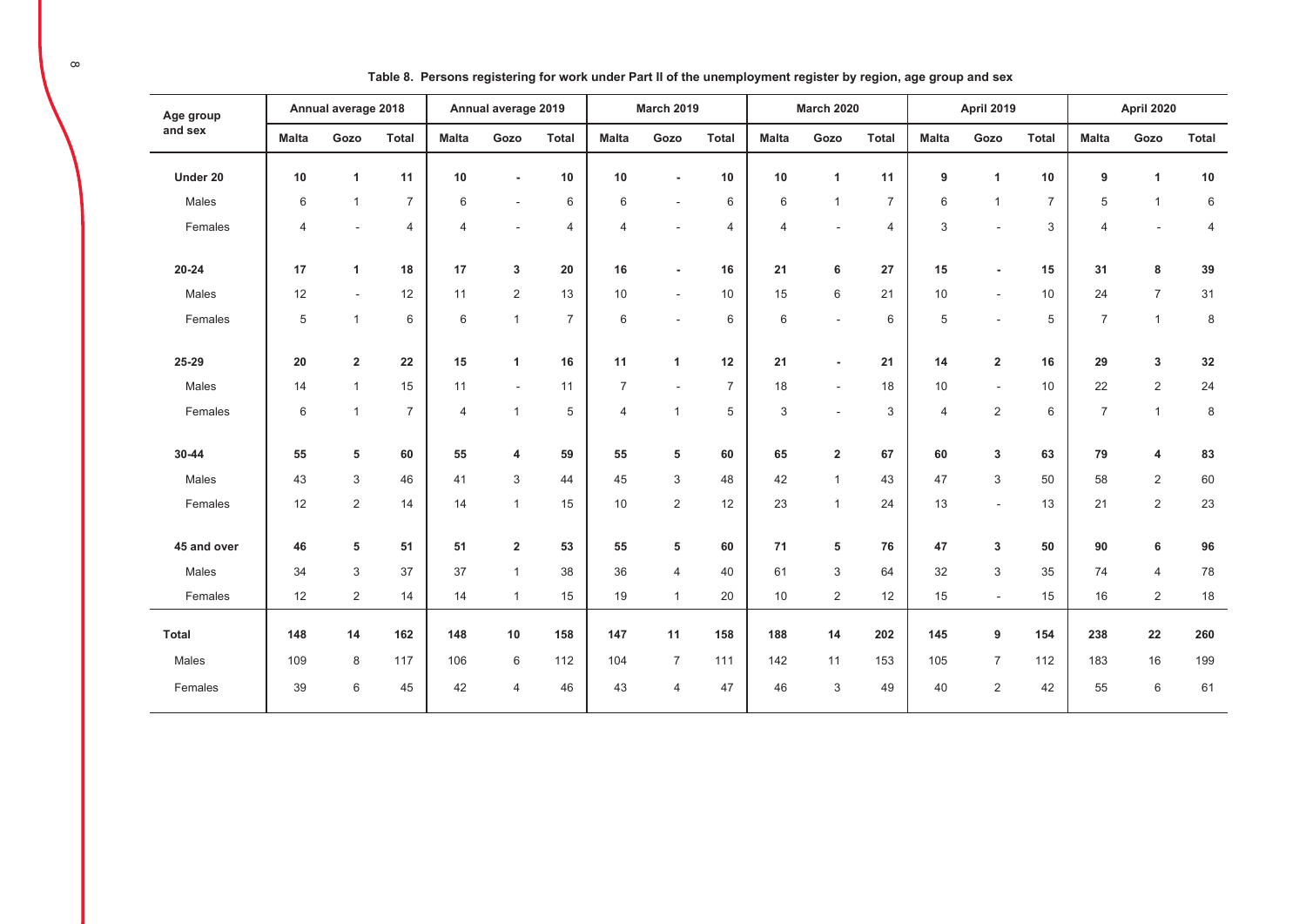**Table 8. Persons registering for work under Part II of the unemployment register by region, age group and sex**

| Age group and sex | Annual average 2018 | | | Annual average 2019 | | | March 2019 | | | March 2020 | | | April 2019 | | | April 2020 | | |
|---|---|---|---|---|---|---|---|---|---|---|---|---|---|---|---|---|---|---|
| | Malta | Gozo | Total | Malta | Gozo | Total | Malta | Gozo | Total | Malta | Gozo | Total | Malta | Gozo | Total | Malta | Gozo | Total |
| **Under 20** | **10** | **1** | **11** | **10** | **-** | **10** | **10** | **-** | **10** | **10** | **1** | **11** | **9** | **1** | **10** | **9** | **1** | **10** |
| Males | 6 | 1 | 7 | 6 | - | 6 | 6 | - | 6 | 6 | 1 | 7 | 6 | 1 | 7 | 5 | 1 | 6 |
| Females | 4 | - | 4 | 4 | - | 4 | 4 | - | 4 | 4 | - | 4 | 3 | - | 3 | 4 | - | 4 |
| **20-24** | **17** | **1** | **18** | **17** | **3** | **20** | **16** | **-** | **16** | **21** | **6** | **27** | **15** | **-** | **15** | **31** | **8** | **39** |
| Males | 12 | - | 12 | 11 | 2 | 13 | 10 | - | 10 | 15 | 6 | 21 | 10 | - | 10 | 24 | 7 | 31 |
| Females | 5 | 1 | 6 | 6 | 1 | 7 | 6 | - | 6 | 6 | - | 6 | 5 | - | 5 | 7 | 1 | 8 |
| **25-29** | **20** | **2** | **22** | **15** | **1** | **16** | **11** | **1** | **12** | **21** | **-** | **21** | **14** | **2** | **16** | **29** | **3** | **32** |
| Males | 14 | 1 | 15 | 11 | - | 11 | 7 | - | 7 | 18 | - | 18 | 10 | - | 10 | 22 | 2 | 24 |
| Females | 6 | 1 | 7 | 4 | 1 | 5 | 4 | 1 | 5 | 3 | - | 3 | 4 | 2 | 6 | 7 | 1 | 8 |
| **30-44** | **55** | **5** | **60** | **55** | **4** | **59** | **55** | **5** | **60** | **65** | **2** | **67** | **60** | **3** | **63** | **79** | **4** | **83** |
| Males | 43 | 3 | 46 | 41 | 3 | 44 | 45 | 3 | 48 | 42 | 1 | 43 | 47 | 3 | 50 | 58 | 2 | 60 |
| Females | 12 | 2 | 14 | 14 | 1 | 15 | 10 | 2 | 12 | 23 | 1 | 24 | 13 | - | 13 | 21 | 2 | 23 |
| **45 and over** | **46** | **5** | **51** | **51** | **2** | **53** | **55** | **5** | **60** | **71** | **5** | **76** | **47** | **3** | **50** | **90** | **6** | **96** |
| Males | 34 | 3 | 37 | 37 | 1 | 38 | 36 | 4 | 40 | 61 | 3 | 64 | 32 | 3 | 35 | 74 | 4 | 78 |
| Females | 12 | 2 | 14 | 14 | 1 | 15 | 19 | 1 | 20 | 10 | 2 | 12 | 15 | - | 15 | 16 | 2 | 18 |
| **Total** | **148** | **14** | **162** | **148** | **10** | **158** | **147** | **11** | **158** | **188** | **14** | **202** | **145** | **9** | **154** | **238** | **22** | **260** |
| Males | 109 | 8 | 117 | 106 | 6 | 112 | 104 | 7 | 111 | 142 | 11 | 153 | 105 | 7 | 112 | 183 | 16 | 199 |
| Females | 39 | 6 | 45 | 42 | 4 | 46 | 43 | 4 | 47 | 46 | 3 | 49 | 40 | 2 | 42 | 55 | 6 | 61 |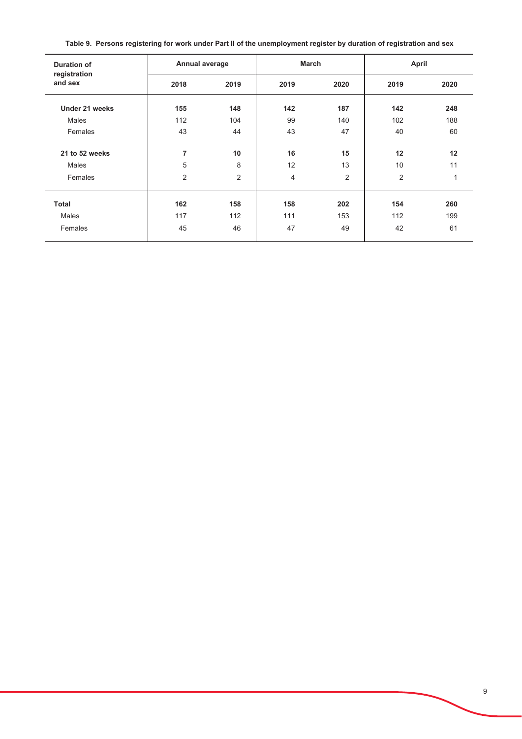**Table 9. Persons registering for work under Part II of the unemployment register by duration of registration and sex**

| Duration of registration and sex | Annual average | | March | | April | |
|---|---|---|---|---|---|---|
| | 2018 | 2019 | 2019 | 2020 | 2019 | 2020 |
| **Under 21 weeks** | **155** | **148** | **142** | **187** | **142** | **248** |
| Males | 112 | 104 | 99 | 140 | 102 | 188 |
| Females | 43 | 44 | 43 | 47 | 40 | 60 |
| **21 to 52 weeks** | **7** | **10** | **16** | **15** | **12** | **12** |
| Males | 5 | 8 | 12 | 13 | 10 | 11 |
| Females | 2 | 2 | 4 | 2 | 2 | 1 |
| **Total** | **162** | **158** | **158** | **202** | **154** | **260** |
| Males | 117 | 112 | 111 | 153 | 112 | 199 |
| Females | 45 | 46 | 47 | 49 | 42 | 61 |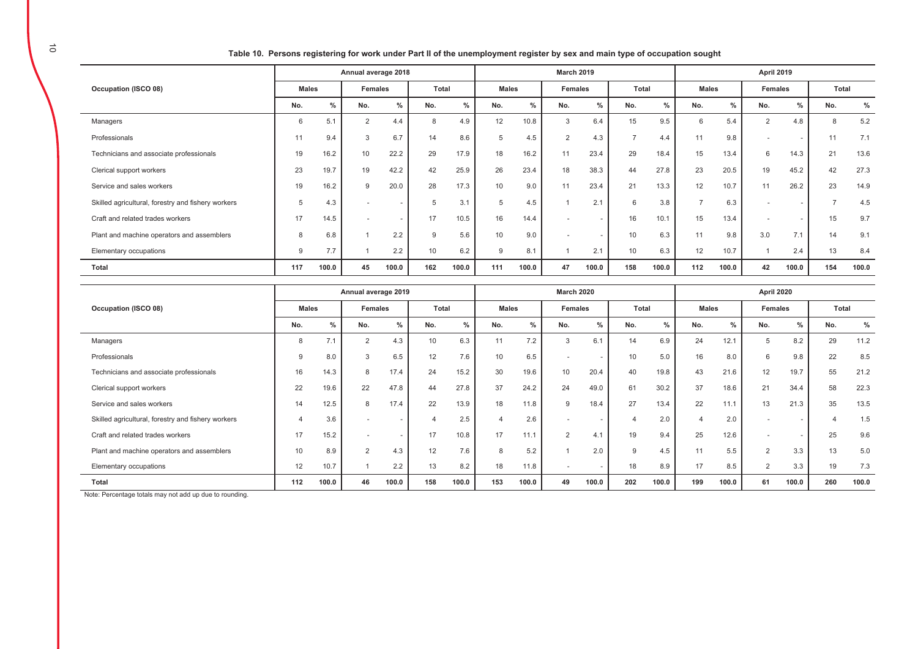**Table 10. Persons registering for work under Part II of the unemployment register by sex and main type of occupation sought**

| Occupation (ISCO 08) | Annual average 2018 | | | | | | March 2019 | | | | | | April 2019 | | | | | |
|---|---|---|---|---|---|---|---|---|---|---|---|---|---|---|---|---|---|---|
| | Males | | Females | | Total | | Males | | Females | | Total | | Males | | Females | | Total | |
| | No. | % | No. | % | No. | % | No. | % | No. | % | No. | % | No. | % | No. | % | No. | % |
| Managers | 6 | 5.1 | 2 | 4.4 | 8 | 4.9 | 12 | 10.8 | 3 | 6.4 | 15 | 9.5 | 6 | 5.4 | 2 | 4.8 | 8 | 5.2 |
| Professionals | 11 | 9.4 | 3 | 6.7 | 14 | 8.6 | 5 | 4.5 | 2 | 4.3 | 7 | 4.4 | 11 | 9.8 | - | - | 11 | 7.1 |
| Technicians and associate professionals | 19 | 16.2 | 10 | 22.2 | 29 | 17.9 | 18 | 16.2 | 11 | 23.4 | 29 | 18.4 | 15 | 13.4 | 6 | 14.3 | 21 | 13.6 |
| Clerical support workers | 23 | 19.7 | 19 | 42.2 | 42 | 25.9 | 26 | 23.4 | 18 | 38.3 | 44 | 27.8 | 23 | 20.5 | 19 | 45.2 | 42 | 27.3 |
| Service and sales workers | 19 | 16.2 | 9 | 20.0 | 28 | 17.3 | 10 | 9.0 | 11 | 23.4 | 21 | 13.3 | 12 | 10.7 | 11 | 26.2 | 23 | 14.9 |
| Skilled agricultural, forestry and fishery workers | 5 | 4.3 | - | - | 5 | 3.1 | 5 | 4.5 | 1 | 2.1 | 6 | 3.8 | 7 | 6.3 | - | - | 7 | 4.5 |
| Craft and related trades workers | 17 | 14.5 | - | - | 17 | 10.5 | 16 | 14.4 | - | - | 16 | 10.1 | 15 | 13.4 | - | - | 15 | 9.7 |
| Plant and machine operators and assemblers | 8 | 6.8 | 1 | 2.2 | 9 | 5.6 | 10 | 9.0 | - | - | 10 | 6.3 | 11 | 9.8 | 3.0 | 7.1 | 14 | 9.1 |
| Elementary occupations | 9 | 7.7 | 1 | 2.2 | 10 | 6.2 | 9 | 8.1 | 1 | 2.1 | 10 | 6.3 | 12 | 10.7 | 1 | 2.4 | 13 | 8.4 |
| **Total** | **117** | **100.0** | **45** | **100.0** | **162** | **100.0** | **111** | **100.0** | **47** | **100.0** | **158** | **100.0** | **112** | **100.0** | **42** | **100.0** | **154** | **100.0** |

| Occupation (ISCO 08) | Annual average 2019 | | | | | | March 2020 | | | | | | April 2020 | | | | | |
|---|---|---|---|---|---|---|---|---|---|---|---|---|---|---|---|---|---|---|
| | Males | | Females | | Total | | Males | | Females | | Total | | Males | | Females | | Total | |
| | No. | % | No. | % | No. | % | No. | % | No. | % | No. | % | No. | % | No. | % | No. | % |
| Managers | 8 | 7.1 | 2 | 4.3 | 10 | 6.3 | 11 | 7.2 | 3 | 6.1 | 14 | 6.9 | 24 | 12.1 | 5 | 8.2 | 29 | 11.2 |
| Professionals | 9 | 8.0 | 3 | 6.5 | 12 | 7.6 | 10 | 6.5 | - | - | 10 | 5.0 | 16 | 8.0 | 6 | 9.8 | 22 | 8.5 |
| Technicians and associate professionals | 16 | 14.3 | 8 | 17.4 | 24 | 15.2 | 30 | 19.6 | 10 | 20.4 | 40 | 19.8 | 43 | 21.6 | 12 | 19.7 | 55 | 21.2 |
| Clerical support workers | 22 | 19.6 | 22 | 47.8 | 44 | 27.8 | 37 | 24.2 | 24 | 49.0 | 61 | 30.2 | 37 | 18.6 | 21 | 34.4 | 58 | 22.3 |
| Service and sales workers | 14 | 12.5 | 8 | 17.4 | 22 | 13.9 | 18 | 11.8 | 9 | 18.4 | 27 | 13.4 | 22 | 11.1 | 13 | 21.3 | 35 | 13.5 |
| Skilled agricultural, forestry and fishery workers | 4 | 3.6 | - | - | 4 | 2.5 | 4 | 2.6 | - | - | 4 | 2.0 | 4 | 2.0 | - | - | 4 | 1.5 |
| Craft and related trades workers | 17 | 15.2 | - | - | 17 | 10.8 | 17 | 11.1 | 2 | 4.1 | 19 | 9.4 | 25 | 12.6 | - | - | 25 | 9.6 |
| Plant and machine operators and assemblers | 10 | 8.9 | 2 | 4.3 | 12 | 7.6 | 8 | 5.2 | 1 | 2.0 | 9 | 4.5 | 11 | 5.5 | 2 | 3.3 | 13 | 5.0 |
| Elementary occupations | 12 | 10.7 | 1 | 2.2 | 13 | 8.2 | 18 | 11.8 | - | - | 18 | 8.9 | 17 | 8.5 | 2 | 3.3 | 19 | 7.3 |
| **Total** | **112** | **100.0** | **46** | **100.0** | **158** | **100.0** | **153** | **100.0** | **49** | **100.0** | **202** | **100.0** | **199** | **100.0** | **61** | **100.0** | **260** | **100.0** |

Note: Percentage totals may not add up due to rounding.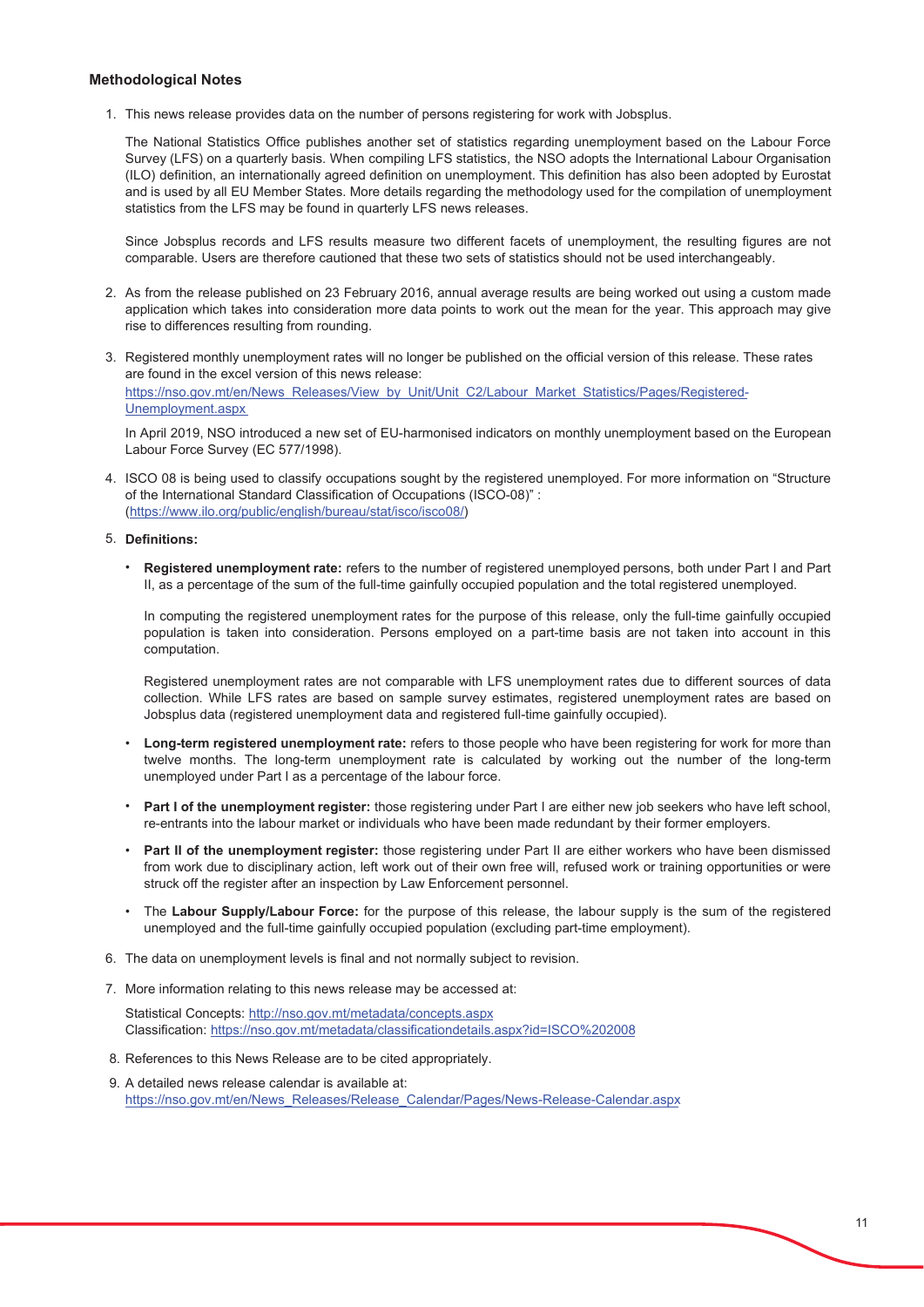### Methodological Notes

1. This news release provides data on the number of persons registering for work with Jobsplus.

   The National Statistics Office publishes another set of statistics regarding unemployment based on the Labour Force Survey (LFS) on a quarterly basis. When compiling LFS statistics, the NSO adopts the International Labour Organisation (ILO) definition, an internationally agreed definition on unemployment. This definition has also been adopted by Eurostat and is used by all EU Member States. More details regarding the methodology used for the compilation of unemployment statistics from the LFS may be found in quarterly LFS news releases.

   Since Jobsplus records and LFS results measure two different facets of unemployment, the resulting figures are not comparable. Users are therefore cautioned that these two sets of statistics should not be used interchangeably.

2. As from the release published on 23 February 2016, annual average results are being worked out using a custom made application which takes into consideration more data points to work out the mean for the year. This approach may give rise to differences resulting from rounding.

3. Registered monthly unemployment rates will no longer be published on the official version of this release. These rates are found in the excel version of this news release:
   https://nso.gov.mt/en/News_Releases/View_by_Unit/Unit_C2/Labour_Market_Statistics/Pages/Registered-Unemployment.aspx

   In April 2019, NSO introduced a new set of EU-harmonised indicators on monthly unemployment based on the European Labour Force Survey (EC 577/1998).

4. ISCO 08 is being used to classify occupations sought by the registered unemployed. For more information on "Structure of the International Standard Classification of Occupations (ISCO-08)" :
   (https://www.ilo.org/public/english/bureau/stat/isco/isco08/)

5. **Definitions:**

   - **Registered unemployment rate:** refers to the number of registered unemployed persons, both under Part I and Part II, as a percentage of the sum of the full-time gainfully occupied population and the total registered unemployed.

     In computing the registered unemployment rates for the purpose of this release, only the full-time gainfully occupied population is taken into consideration. Persons employed on a part-time basis are not taken into account in this computation.

     Registered unemployment rates are not comparable with LFS unemployment rates due to different sources of data collection. While LFS rates are based on sample survey estimates, registered unemployment rates are based on Jobsplus data (registered unemployment data and registered full-time gainfully occupied).

   - **Long-term registered unemployment rate:** refers to those people who have been registering for work for more than twelve months. The long-term unemployment rate is calculated by working out the number of the long-term unemployed under Part I as a percentage of the labour force.

   - **Part I of the unemployment register:** those registering under Part I are either new job seekers who have left school, re-entrants into the labour market or individuals who have been made redundant by their former employers.

   - **Part II of the unemployment register:** those registering under Part II are either workers who have been dismissed from work due to disciplinary action, left work out of their own free will, refused work or training opportunities or were struck off the register after an inspection by Law Enforcement personnel.

   - The **Labour Supply/Labour Force:** for the purpose of this release, the labour supply is the sum of the registered unemployed and the full-time gainfully occupied population (excluding part-time employment).

6. The data on unemployment levels is final and not normally subject to revision.

7. More information relating to this news release may be accessed at:

   Statistical Concepts: http://nso.gov.mt/metadata/concepts.aspx
   Classification: https://nso.gov.mt/metadata/classificationdetails.aspx?id=ISCO%202008

8. References to this News Release are to be cited appropriately.

9. A detailed news release calendar is available at:
   https://nso.gov.mt/en/News_Releases/Release_Calendar/Pages/News-Release-Calendar.aspx